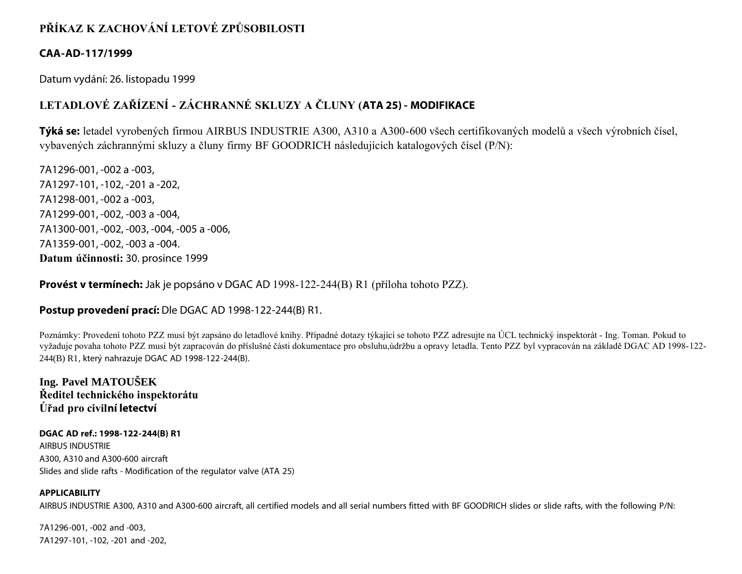# PŘÍKAZ K ZACHOVÁNÍ LETOVÉ ZPŮSOBILOSTI

## CAA-AD-117/1999

Datum vydání: 26. listopadu 1999

## LETADLOVÉ ZAŘÍZENÍ - ZÁCHRANNÉ SKLUZY A ČLUNY (ATA 25) - MODIFIKACE

**Týká se:** letadel vyrobených firmou AIRBUS INDUSTRIE A300, A310 a A300-600 všech certifikovaných modelů a všech výrobních čísel, vybavených záchrannými skluzy a čluny firmy BF GOODRICH následujících katalogových čísel (P/N):

7A1296-001, -002 a -003,
7A1297-101, -102, -201 a -202,
7A1298-001, -002 a -003,
7A1299-001, -002, -003 a -004,
7A1300-001, -002, -003, -004, -005 a -006,
7A1359-001, -002, -003 a -004.
**Datum účinnosti:** 30. prosince 1999

**Provést v termínech:** Jak je popsáno v DGAC AD 1998-122-244(B) R1 (příloha tohoto PZZ).

**Postup provedení prací:** Dle DGAC AD 1998-122-244(B) R1.

Poznámky: Provedení tohoto PZZ musí být zapsáno do letadlové knihy. Případné dotazy týkající se tohoto PZZ adresujte na ÚCL technický inspektorát - Ing. Toman. Pokud to vyžaduje povaha tohoto PZZ musí být zapracován do příslušné části dokumentace pro obsluhu,údržbu a opravy letadla. Tento PZZ byl vypracován na základě DGAC AD 1998-122-244(B) R1, který nahrazuje DGAC AD 1998-122-244(B).

**Ing. Pavel MATOUŠEK**
**Ředitel technického inspektorátu**
**Úřad pro civilní letectví**

**DGAC AD ref.: 1998-122-244(B) R1**
AIRBUS INDUSTRIE
A300, A310 and A300-600 aircraft
Slides and slide rafts - Modification of the regulator valve (ATA 25)

**APPLICABILITY**
AIRBUS INDUSTRIE A300, A310 and A300-600 aircraft, all certified models and all serial numbers fitted with BF GOODRICH slides or slide rafts, with the following P/N:

7A1296-001, -002 and -003,
7A1297-101, -102, -201 and -202,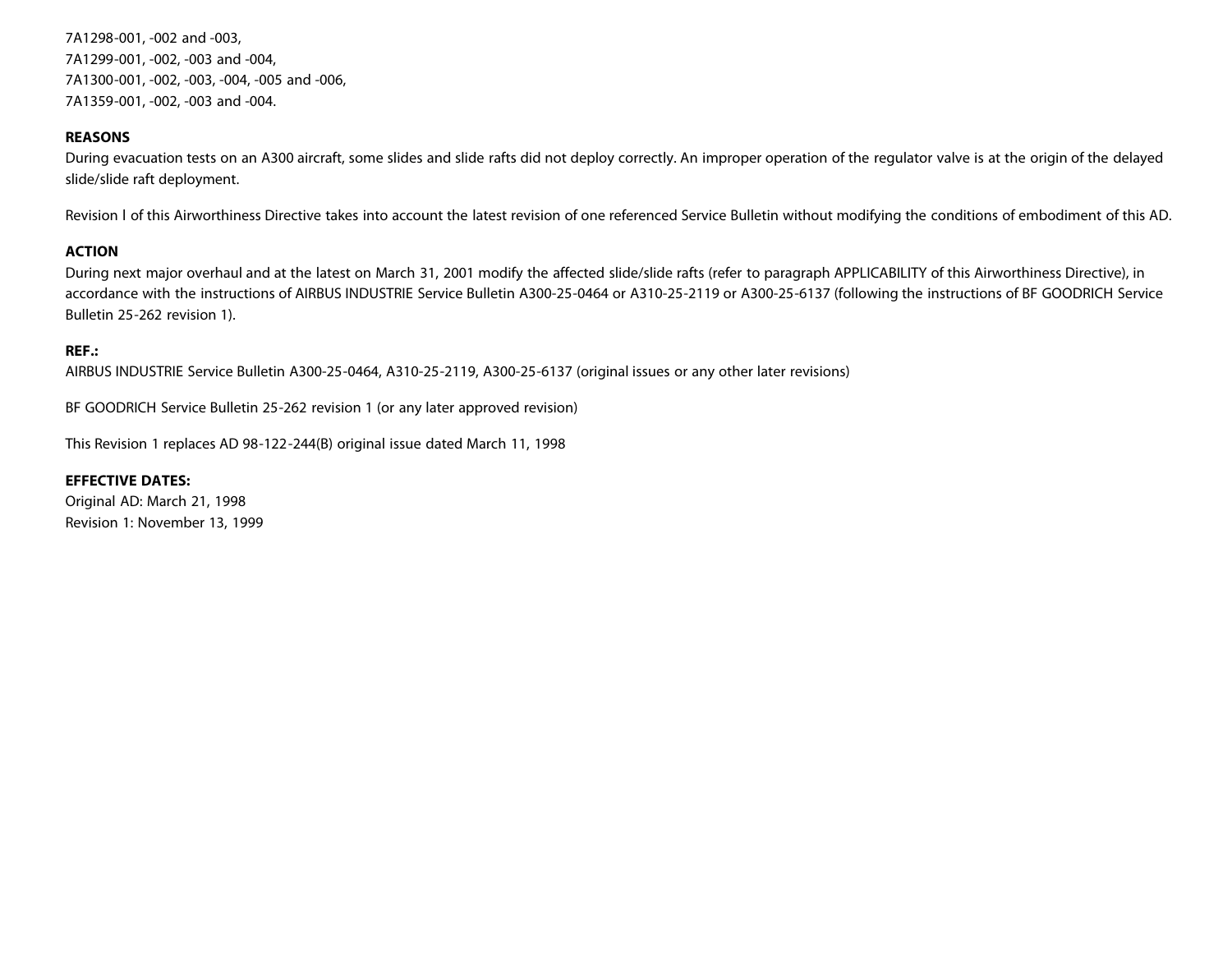7A1298-001, -002 and -003,
7A1299-001, -002, -003 and -004,
7A1300-001, -002, -003, -004, -005 and -006,
7A1359-001, -002, -003 and -004.

**REASONS**
During evacuation tests on an A300 aircraft, some slides and slide rafts did not deploy correctly. An improper operation of the regulator valve is at the origin of the delayed slide/slide raft deployment.

Revision I of this Airworthiness Directive takes into account the latest revision of one referenced Service Bulletin without modifying the conditions of embodiment of this AD.

**ACTION**
During next major overhaul and at the latest on March 31, 2001 modify the affected slide/slide rafts (refer to paragraph APPLICABILITY of this Airworthiness Directive), in accordance with the instructions of AIRBUS INDUSTRIE Service Bulletin A300-25-0464 or A310-25-2119 or A300-25-6137 (following the instructions of BF GOODRICH Service Bulletin 25-262 revision 1).

**REF.:**
AIRBUS INDUSTRIE Service Bulletin A300-25-0464, A310-25-2119, A300-25-6137 (original issues or any other later revisions)

BF GOODRICH Service Bulletin 25-262 revision 1 (or any later approved revision)

This Revision 1 replaces AD 98-122-244(B) original issue dated March 11, 1998

**EFFECTIVE DATES:**
Original AD: March 21, 1998
Revision 1: November 13, 1999